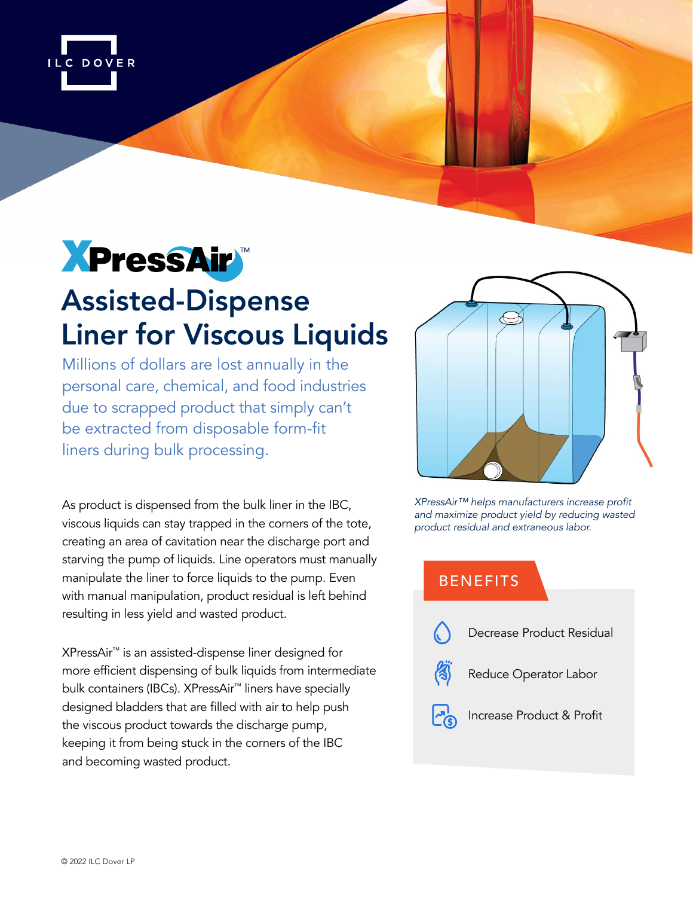ILC DOVER

# XPressAir™

## Assisted-Dispense Liner for Viscous Liquids

Millions of dollars are lost annually in the personal care, chemical, and food industries due to scrapped product that simply can't be extracted from disposable form-fit liners during bulk processing.

As product is dispensed from the bulk liner in the IBC, viscous liquids can stay trapped in the corners of the tote, creating an area of cavitation near the discharge port and starving the pump of liquids. Line operators must manually manipulate the liner to force liquids to the pump. Even with manual manipulation, product residual is left behind resulting in less yield and wasted product.

XPressAir™ is an assisted-dispense liner designed for more efficient dispensing of bulk liquids from intermediate bulk containers (IBCs). XPressAir™ liners have specially designed bladders that are filled with air to help push the viscous product towards the discharge pump, keeping it from being stuck in the corners of the IBC and becoming wasted product.

*XPressAir™ helps manufacturers increase profit and maximize product yield by reducing wasted product residual and extraneous labor.*

### BENEFITS

- Decrease Product Residual
- Reduce Operator Labor
- Increase Product & Profit

© 2022 ILC Dover LP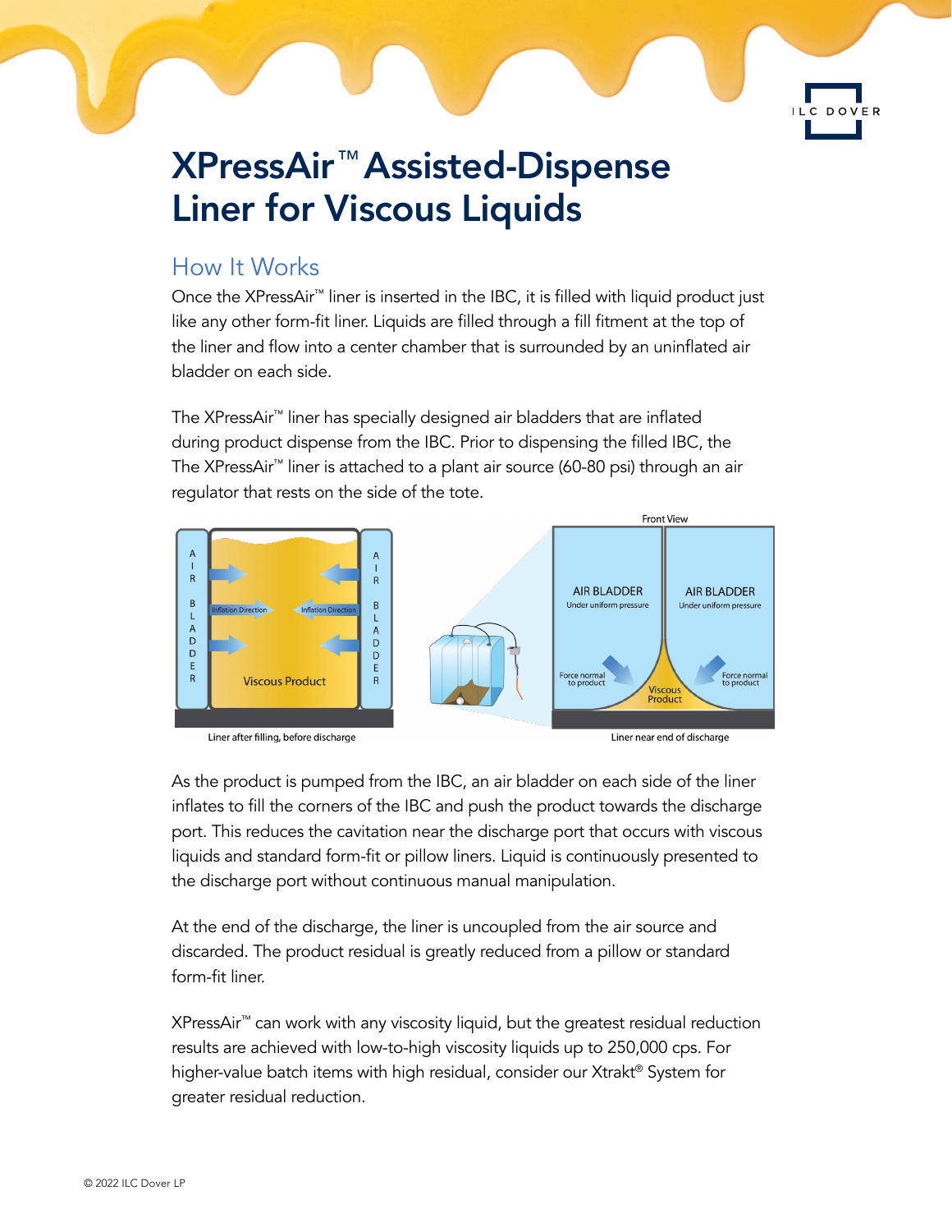# XPressAir™ Assisted-Dispense Liner for Viscous Liquids

## How It Works

Once the XPressAir™ liner is inserted in the IBC, it is filled with liquid product just like any other form-fit liner. Liquids are filled through a fill fitment at the top of the liner and flow into a center chamber that is surrounded by an uninflated air bladder on each side.

The XPressAir™ liner has specially designed air bladders that are inflated during product dispense from the IBC. Prior to dispensing the filled IBC, the The XPressAir™ liner is attached to a plant air source (60-80 psi) through an air regulator that rests on the side of the tote.

Liner after filling, before discharge

Liner near end of discharge

As the product is pumped from the IBC, an air bladder on each side of the liner inflates to fill the corners of the IBC and push the product towards the discharge port. This reduces the cavitation near the discharge port that occurs with viscous liquids and standard form-fit or pillow liners. Liquid is continuously presented to the discharge port without continuous manual manipulation.

At the end of the discharge, the liner is uncoupled from the air source and discarded. The product residual is greatly reduced from a pillow or standard form-fit liner.

XPressAir™ can work with any viscosity liquid, but the greatest residual reduction results are achieved with low-to-high viscosity liquids up to 250,000 cps. For higher-value batch items with high residual, consider our Xtrakt® System for greater residual reduction.

© 2022 ILC Dover LP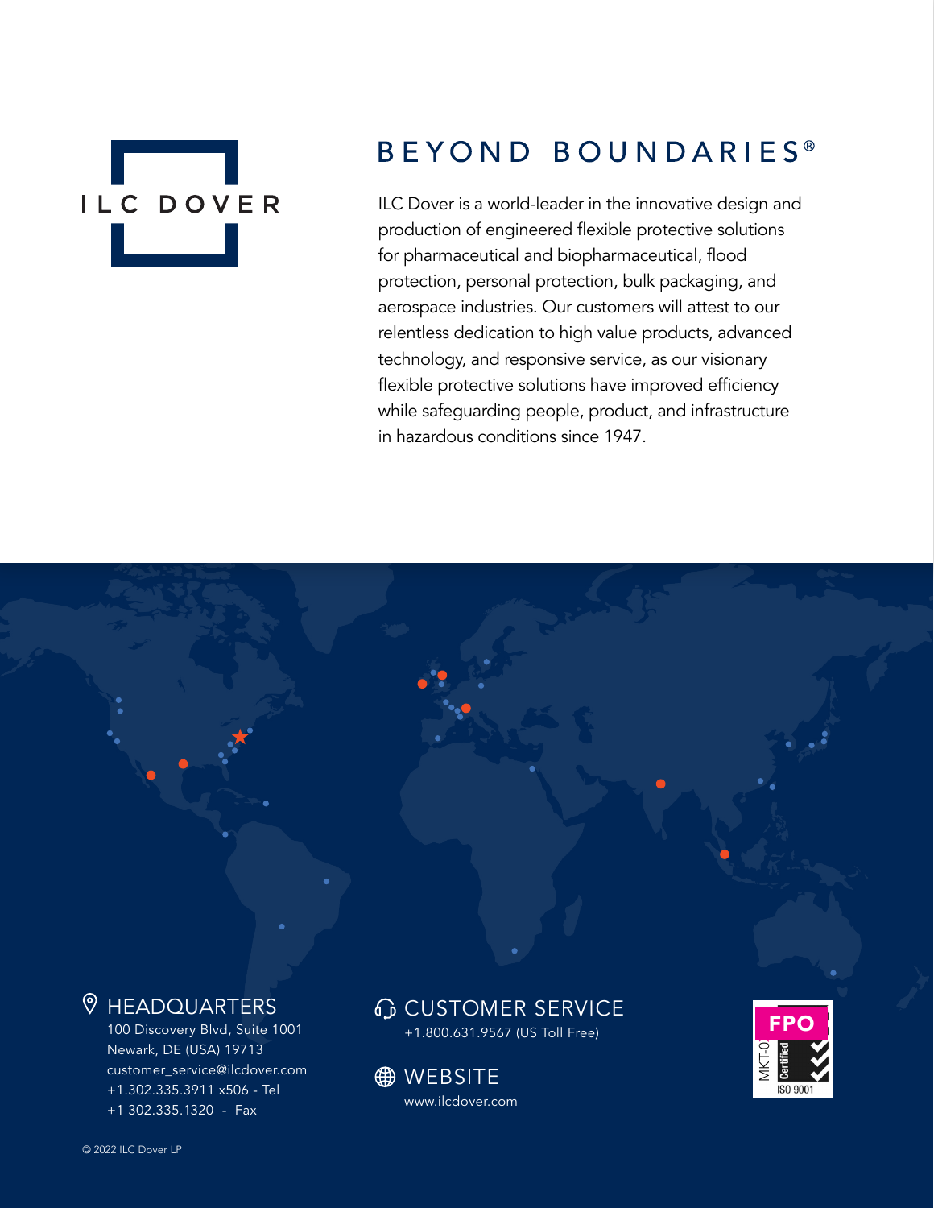ILC DOVER

# BEYOND BOUNDARIES®

ILC Dover is a world-leader in the innovative design and production of engineered flexible protective solutions for pharmaceutical and biopharmaceutical, flood protection, personal protection, bulk packaging, and aerospace industries. Our customers will attest to our relentless dedication to high value products, advanced technology, and responsive service, as our visionary flexible protective solutions have improved efficiency while safeguarding people, product, and infrastructure in hazardous conditions since 1947.

## HEADQUARTERS

100 Discovery Blvd, Suite 1001
Newark, DE (USA) 19713
customer_service@ilcdover.com
+1.302.335.3911 x506 - Tel
+1 302.335.1320 - Fax

## CUSTOMER SERVICE

+1.800.631.9567 (US Toll Free)

## WEBSITE

www.ilcdover.com

FPO
Certified
ISO 9001
MKT-0

© 2022 ILC Dover LP